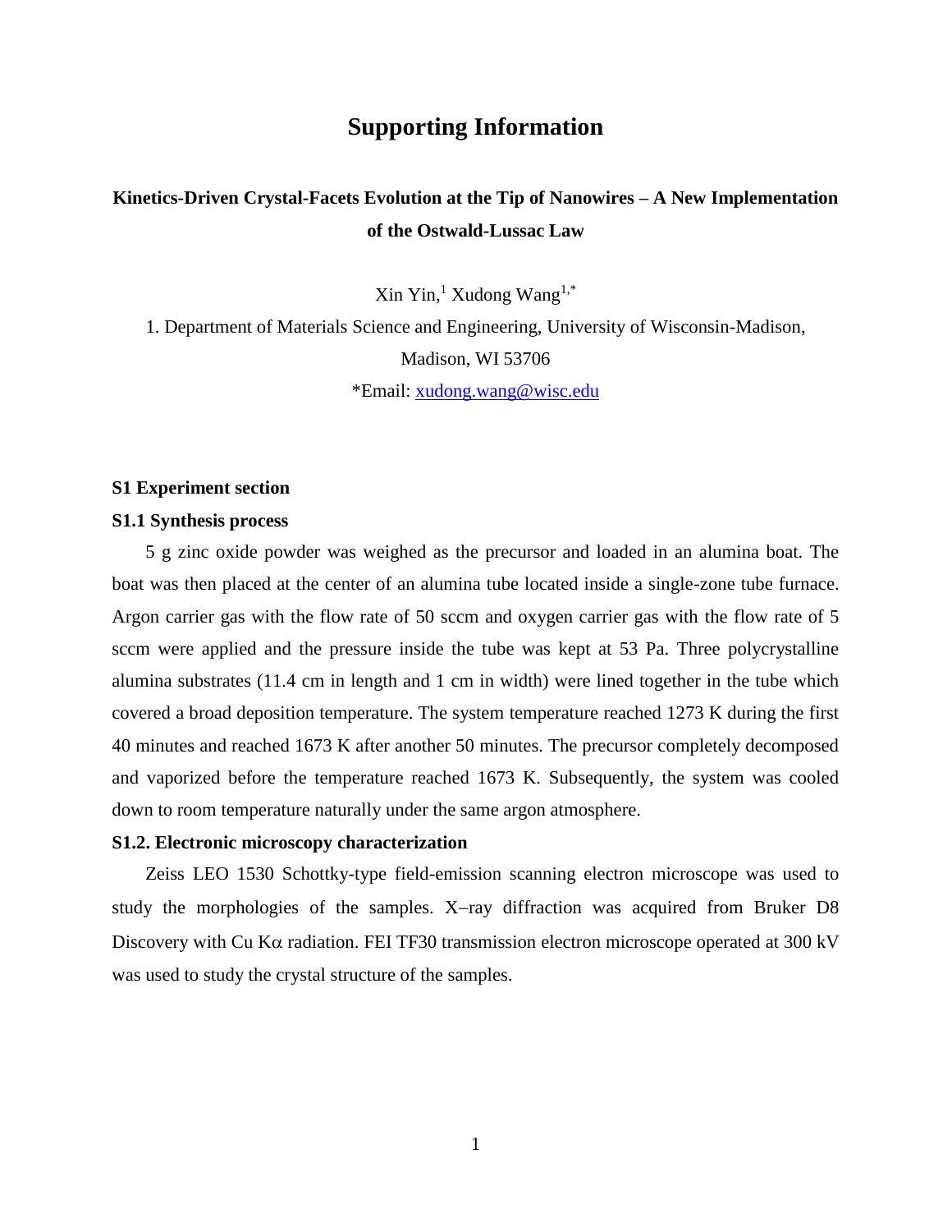# Supporting Information

## Kinetics-Driven Crystal-Facets Evolution at the Tip of Nanowires – A New Implementation of the Ostwald-Lussac Law

Xin Yin,[1] Xudong Wang[1,*]

1. Department of Materials Science and Engineering, University of Wisconsin-Madison, Madison, WI 53706

*Email: xudong.wang@wisc.edu

### S1 Experiment section

### S1.1 Synthesis process

5 g zinc oxide powder was weighed as the precursor and loaded in an alumina boat. The boat was then placed at the center of an alumina tube located inside a single-zone tube furnace. Argon carrier gas with the flow rate of 50 sccm and oxygen carrier gas with the flow rate of 5 sccm were applied and the pressure inside the tube was kept at 53 Pa. Three polycrystalline alumina substrates (11.4 cm in length and 1 cm in width) were lined together in the tube which covered a broad deposition temperature. The system temperature reached 1273 K during the first 40 minutes and reached 1673 K after another 50 minutes. The precursor completely decomposed and vaporized before the temperature reached 1673 K. Subsequently, the system was cooled down to room temperature naturally under the same argon atmosphere.

### S1.2. Electronic microscopy characterization

Zeiss LEO 1530 Schottky-type field-emission scanning electron microscope was used to study the morphologies of the samples. X–ray diffraction was acquired from Bruker D8 Discovery with Cu K$\alpha$ radiation. FEI TF30 transmission electron microscope operated at 300 kV was used to study the crystal structure of the samples.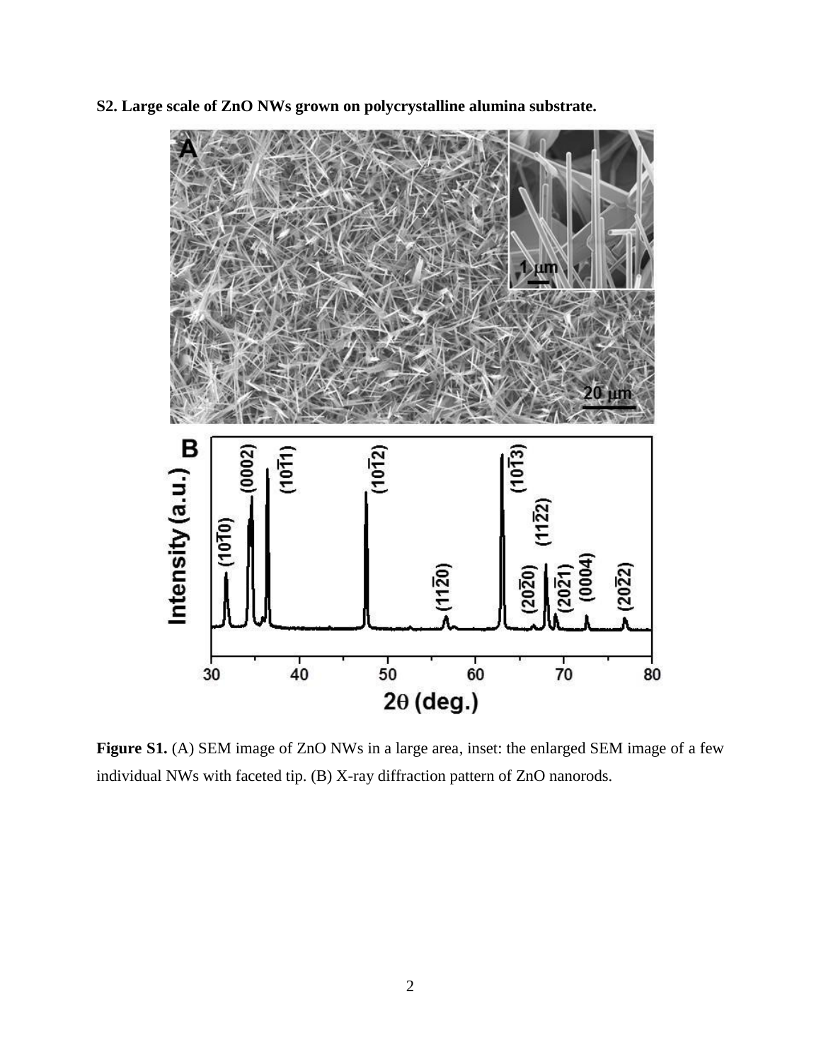**S2. Large scale of ZnO NWs grown on polycrystalline alumina substrate.**

**Figure S1.** (A) SEM image of ZnO NWs in a large area, inset: the enlarged SEM image of a few individual NWs with faceted tip. (B) X-ray diffraction pattern of ZnO nanorods.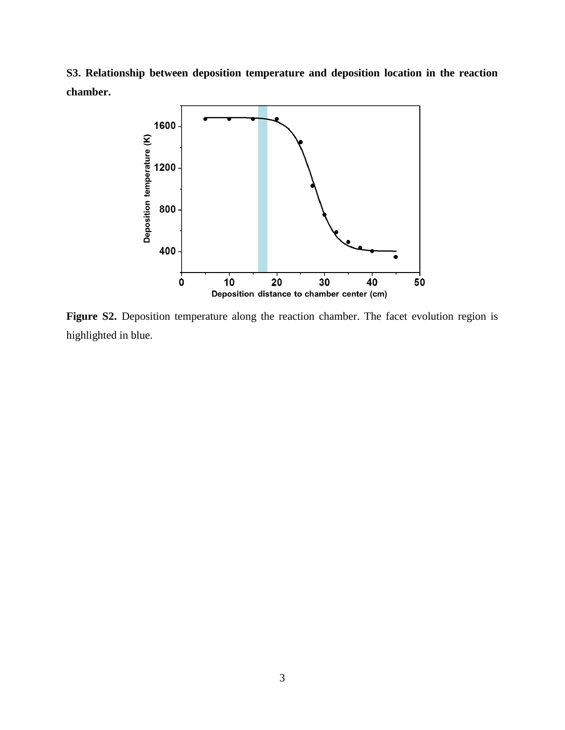**S3. Relationship between deposition temperature and deposition location in the reaction chamber.**

**Figure S2.** Deposition temperature along the reaction chamber. The facet evolution region is highlighted in blue.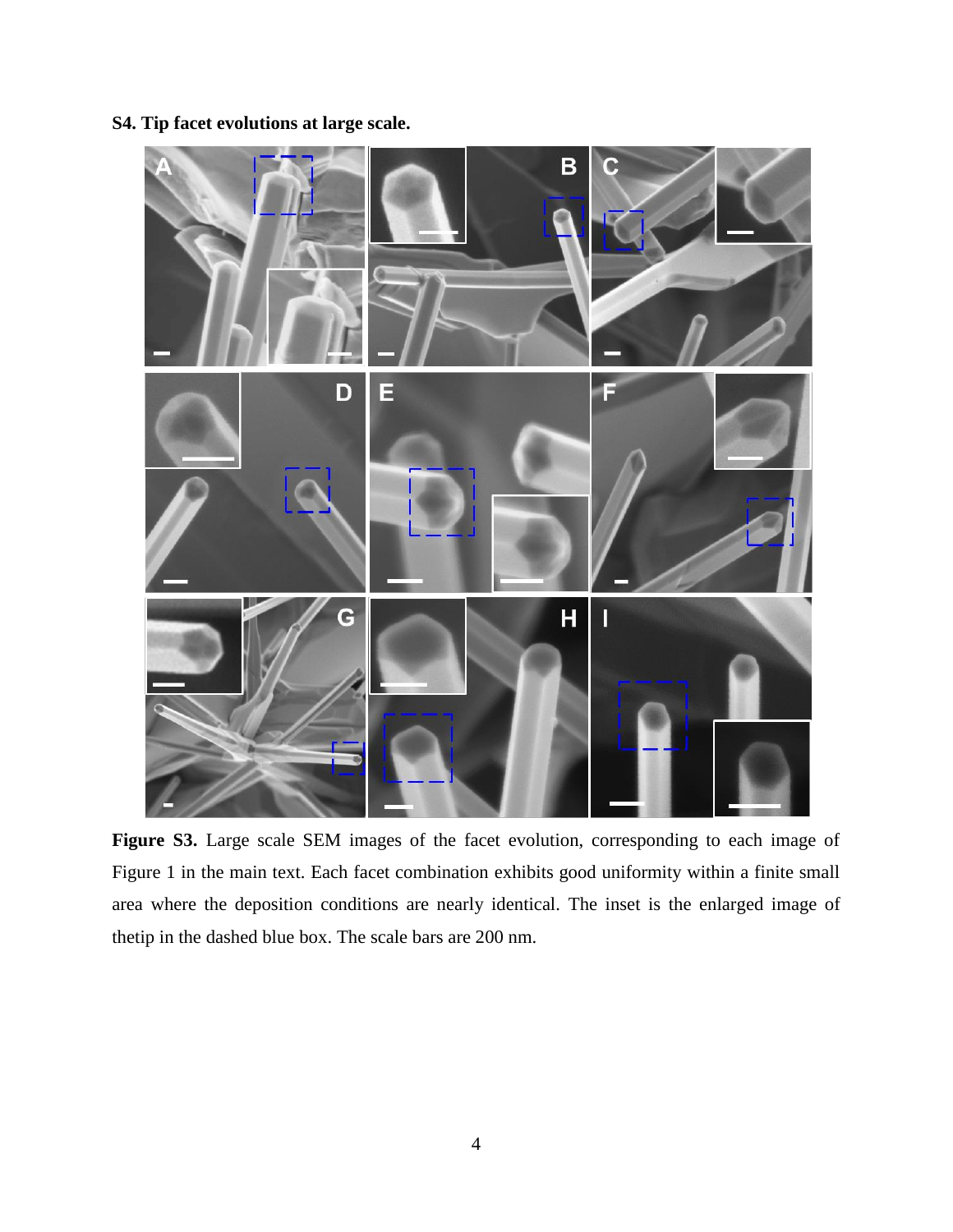**S4. Tip facet evolutions at large scale.**

**Figure S3.** Large scale SEM images of the facet evolution, corresponding to each image of Figure 1 in the main text. Each facet combination exhibits good uniformity within a finite small area where the deposition conditions are nearly identical. The inset is the enlarged image of thetip in the dashed blue box. The scale bars are 200 nm.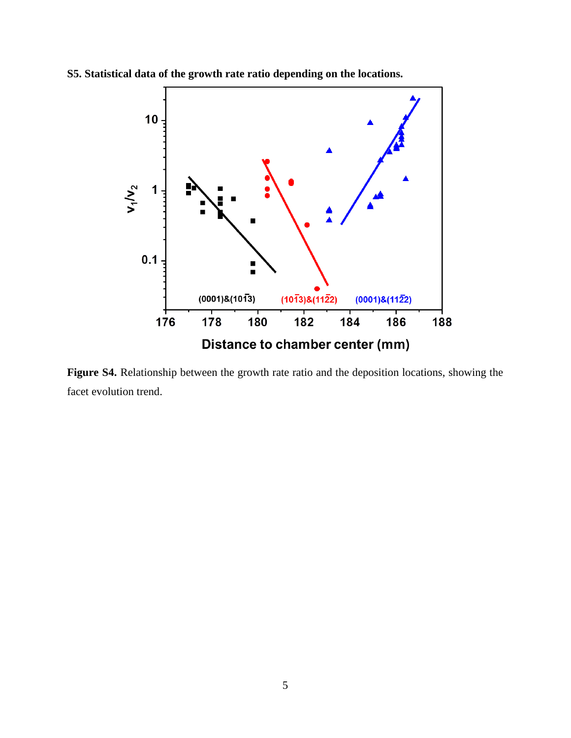**S5. Statistical data of the growth rate ratio depending on the locations.**

**Figure S4.** Relationship between the growth rate ratio and the deposition locations, showing the facet evolution trend.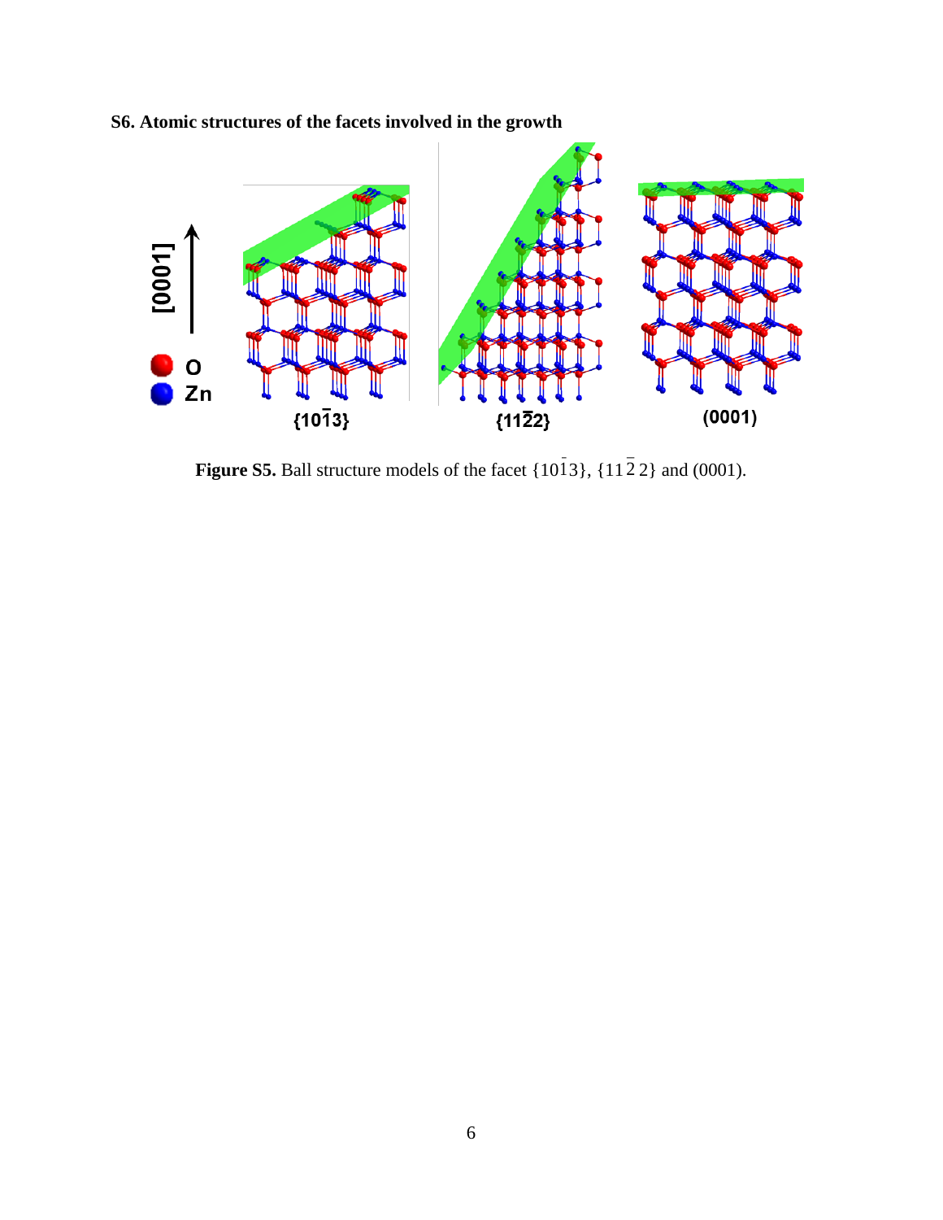**S6. Atomic structures of the facets involved in the growth**

**Figure S5.** Ball structure models of the facet $\{10\bar{1}3\}$, $\{11\bar{2}2\}$ and (0001).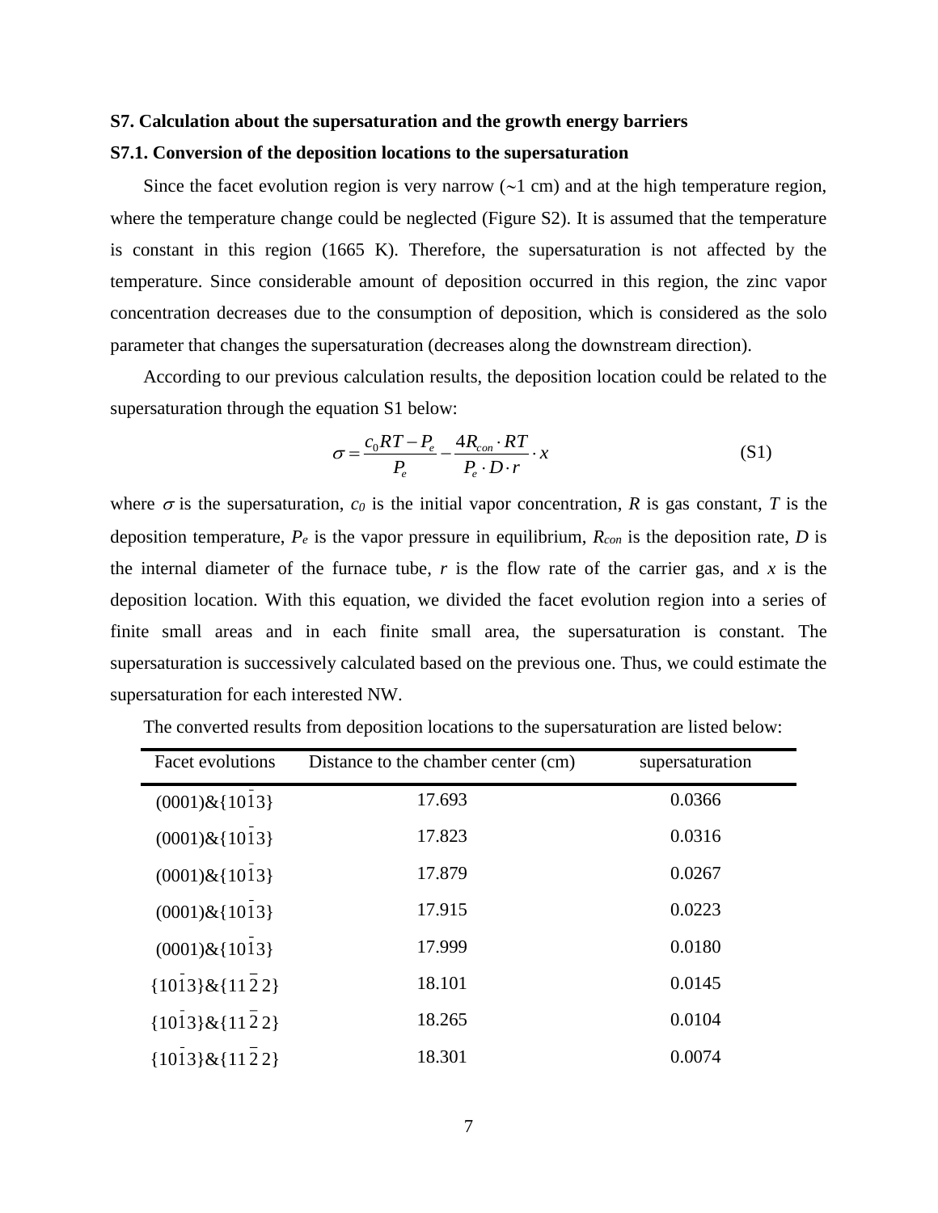## S7. Calculation about the supersaturation and the growth energy barriers

### S7.1. Conversion of the deposition locations to the supersaturation

Since the facet evolution region is very narrow (~1 cm) and at the high temperature region, where the temperature change could be neglected (Figure S2). It is assumed that the temperature is constant in this region (1665 K). Therefore, the supersaturation is not affected by the temperature. Since considerable amount of deposition occurred in this region, the zinc vapor concentration decreases due to the consumption of deposition, which is considered as the solo parameter that changes the supersaturation (decreases along the downstream direction).

According to our previous calculation results, the deposition location could be related to the supersaturation through the equation S1 below:

$$\sigma = \frac{c_0 RT - P_e}{P_e} - \frac{4R_{con} \cdot RT}{P_e \cdot D \cdot r} \cdot x \tag{S1}$$

where $\sigma$ is the supersaturation, $c_0$ is the initial vapor concentration, $R$ is gas constant, $T$ is the deposition temperature, $P_e$ is the vapor pressure in equilibrium, $R_{con}$ is the deposition rate, $D$ is the internal diameter of the furnace tube, $r$ is the flow rate of the carrier gas, and $x$ is the deposition location. With this equation, we divided the facet evolution region into a series of finite small areas and in each finite small area, the supersaturation is constant. The supersaturation is successively calculated based on the previous one. Thus, we could estimate the supersaturation for each interested NW.

The converted results from deposition locations to the supersaturation are listed below:

| Facet evolutions | Distance to the chamber center (cm) | supersaturation |
|---|---|---|
| (0001)&{$10\bar{1}3$} | 17.693 | 0.0366 |
| (0001)&{$10\bar{1}3$} | 17.823 | 0.0316 |
| (0001)&{$10\bar{1}3$} | 17.879 | 0.0267 |
| (0001)&{$10\bar{1}3$} | 17.915 | 0.0223 |
| (0001)&{$10\bar{1}3$} | 17.999 | 0.0180 |
| {$10\bar{1}3$}&{$11\bar{2}2$} | 18.101 | 0.0145 |
| {$10\bar{1}3$}&{$11\bar{2}2$} | 18.265 | 0.0104 |
| {$10\bar{1}3$}&{$11\bar{2}2$} | 18.301 | 0.0074 |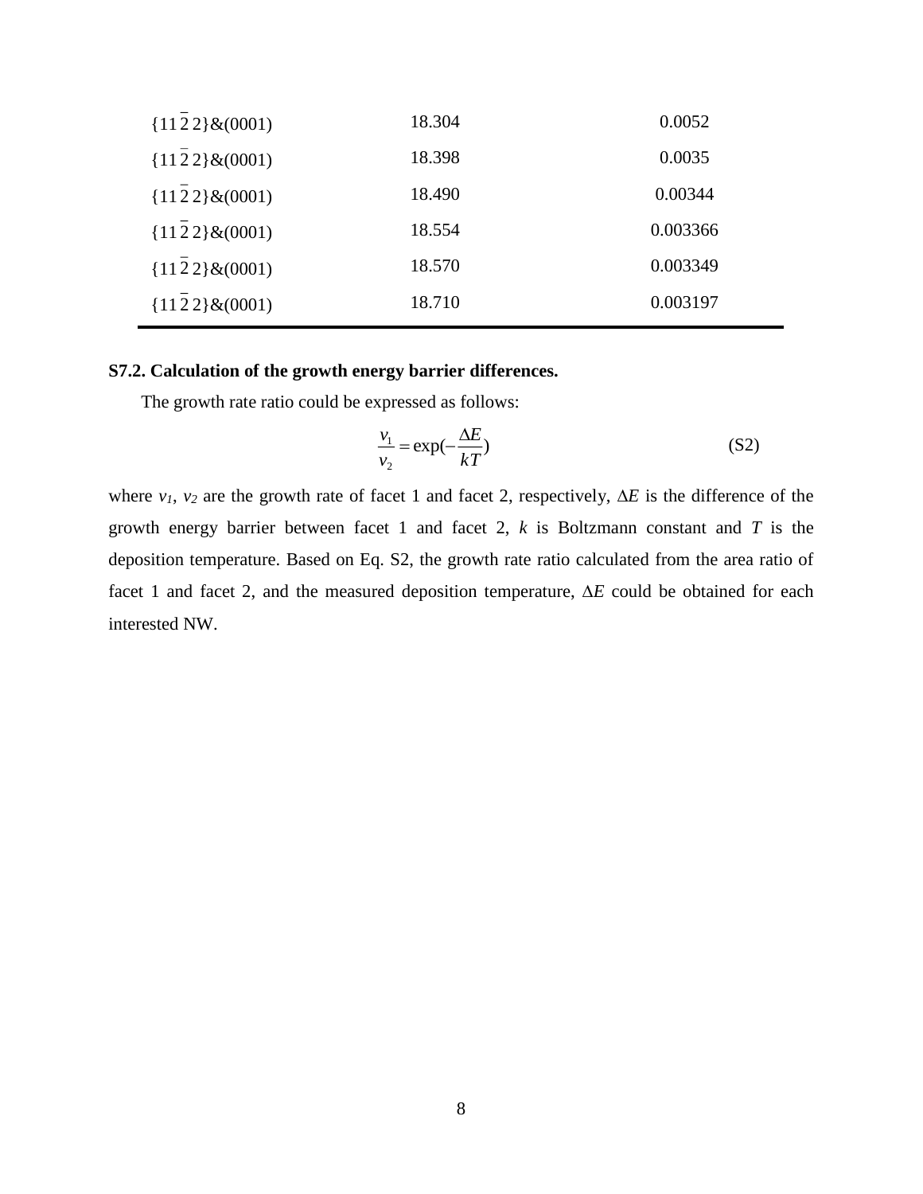| | | |
|---|---|---|
| $\{11\bar{2}2\}$&(0001) | 18.304 | 0.0052 |
| $\{11\bar{2}2\}$&(0001) | 18.398 | 0.0035 |
| $\{11\bar{2}2\}$&(0001) | 18.490 | 0.00344 |
| $\{11\bar{2}2\}$&(0001) | 18.554 | 0.003366 |
| $\{11\bar{2}2\}$&(0001) | 18.570 | 0.003349 |
| $\{11\bar{2}2\}$&(0001) | 18.710 | 0.003197 |

**S7.2. Calculation of the growth energy barrier differences.**

The growth rate ratio could be expressed as follows:

$$\frac{v_1}{v_2} = \exp(-\frac{\Delta E}{kT}) \tag{S2}$$

where $v_1$, $v_2$ are the growth rate of facet 1 and facet 2, respectively, $\Delta E$ is the difference of the growth energy barrier between facet 1 and facet 2, $k$ is Boltzmann constant and $T$ is the deposition temperature. Based on Eq. S2, the growth rate ratio calculated from the area ratio of facet 1 and facet 2, and the measured deposition temperature, $\Delta E$ could be obtained for each interested NW.